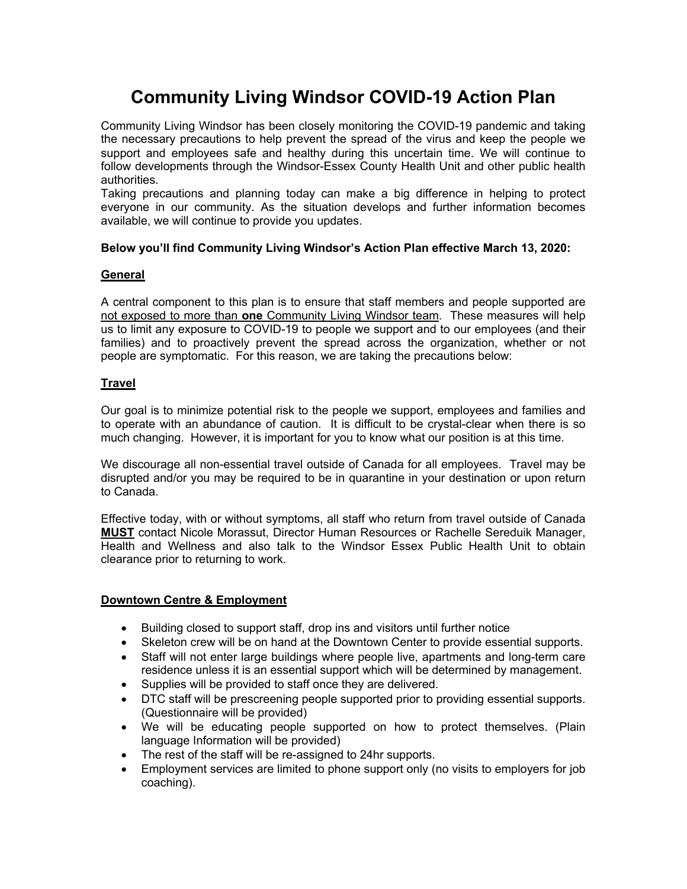# Community Living Windsor COVID-19 Action Plan

Community Living Windsor has been closely monitoring the COVID-19 pandemic and taking the necessary precautions to help prevent the spread of the virus and keep the people we support and employees safe and healthy during this uncertain time. We will continue to follow developments through the Windsor-Essex County Health Unit and other public health authorities.

Taking precautions and planning today can make a big difference in helping to protect everyone in our community. As the situation develops and further information becomes available, we will continue to provide you updates.

**Below you'll find Community Living Windsor's Action Plan effective March 13, 2020:**

## General

A central component to this plan is to ensure that staff members and people supported are not exposed to more than **one** Community Living Windsor team. These measures will help us to limit any exposure to COVID-19 to people we support and to our employees (and their families) and to proactively prevent the spread across the organization, whether or not people are symptomatic. For this reason, we are taking the precautions below:

## Travel

Our goal is to minimize potential risk to the people we support, employees and families and to operate with an abundance of caution. It is difficult to be crystal-clear when there is so much changing. However, it is important for you to know what our position is at this time.

We discourage all non-essential travel outside of Canada for all employees. Travel may be disrupted and/or you may be required to be in quarantine in your destination or upon return to Canada.

Effective today, with or without symptoms, all staff who return from travel outside of Canada **MUST** contact Nicole Morassut, Director Human Resources or Rachelle Sereduik Manager, Health and Wellness and also talk to the Windsor Essex Public Health Unit to obtain clearance prior to returning to work.

## Downtown Centre & Employment

- Building closed to support staff, drop ins and visitors until further notice
- Skeleton crew will be on hand at the Downtown Center to provide essential supports.
- Staff will not enter large buildings where people live, apartments and long-term care residence unless it is an essential support which will be determined by management.
- Supplies will be provided to staff once they are delivered.
- DTC staff will be prescreening people supported prior to providing essential supports. (Questionnaire will be provided)
- We will be educating people supported on how to protect themselves. (Plain language Information will be provided)
- The rest of the staff will be re-assigned to 24hr supports.
- Employment services are limited to phone support only (no visits to employers for job coaching).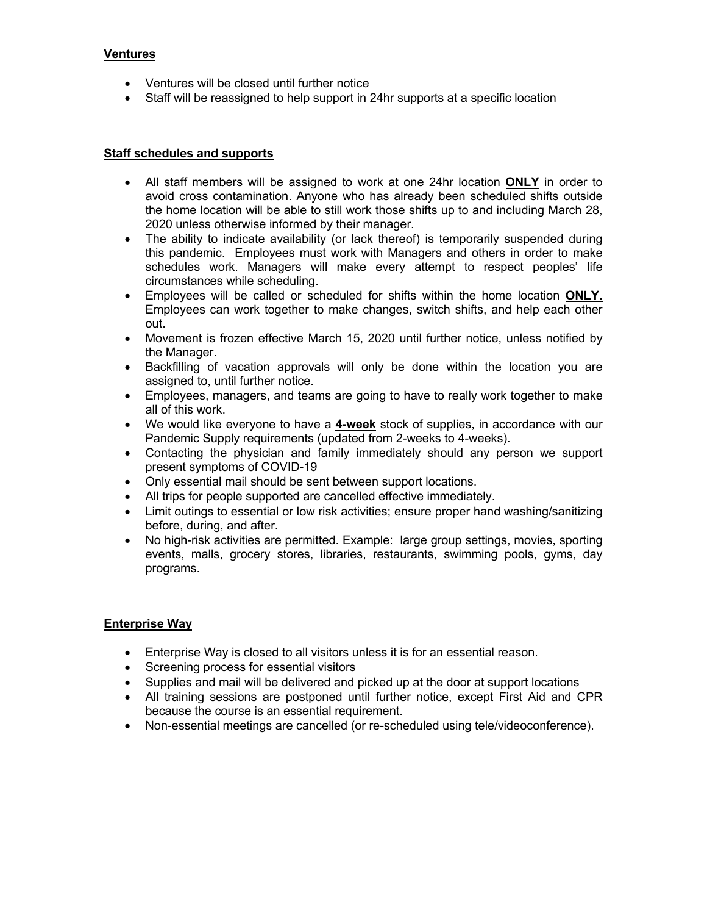## Ventures

- Ventures will be closed until further notice
- Staff will be reassigned to help support in 24hr supports at a specific location

## Staff schedules and supports

- All staff members will be assigned to work at one 24hr location **ONLY** in order to avoid cross contamination. Anyone who has already been scheduled shifts outside the home location will be able to still work those shifts up to and including March 28, 2020 unless otherwise informed by their manager.
- The ability to indicate availability (or lack thereof) is temporarily suspended during this pandemic. Employees must work with Managers and others in order to make schedules work. Managers will make every attempt to respect peoples' life circumstances while scheduling.
- Employees will be called or scheduled for shifts within the home location **ONLY.** Employees can work together to make changes, switch shifts, and help each other out.
- Movement is frozen effective March 15, 2020 until further notice, unless notified by the Manager.
- Backfilling of vacation approvals will only be done within the location you are assigned to, until further notice.
- Employees, managers, and teams are going to have to really work together to make all of this work.
- We would like everyone to have a **4-week** stock of supplies, in accordance with our Pandemic Supply requirements (updated from 2-weeks to 4-weeks).
- Contacting the physician and family immediately should any person we support present symptoms of COVID-19
- Only essential mail should be sent between support locations.
- All trips for people supported are cancelled effective immediately.
- Limit outings to essential or low risk activities; ensure proper hand washing/sanitizing before, during, and after.
- No high-risk activities are permitted. Example: large group settings, movies, sporting events, malls, grocery stores, libraries, restaurants, swimming pools, gyms, day programs.

## Enterprise Way

- Enterprise Way is closed to all visitors unless it is for an essential reason.
- Screening process for essential visitors
- Supplies and mail will be delivered and picked up at the door at support locations
- All training sessions are postponed until further notice, except First Aid and CPR because the course is an essential requirement.
- Non-essential meetings are cancelled (or re-scheduled using tele/videoconference).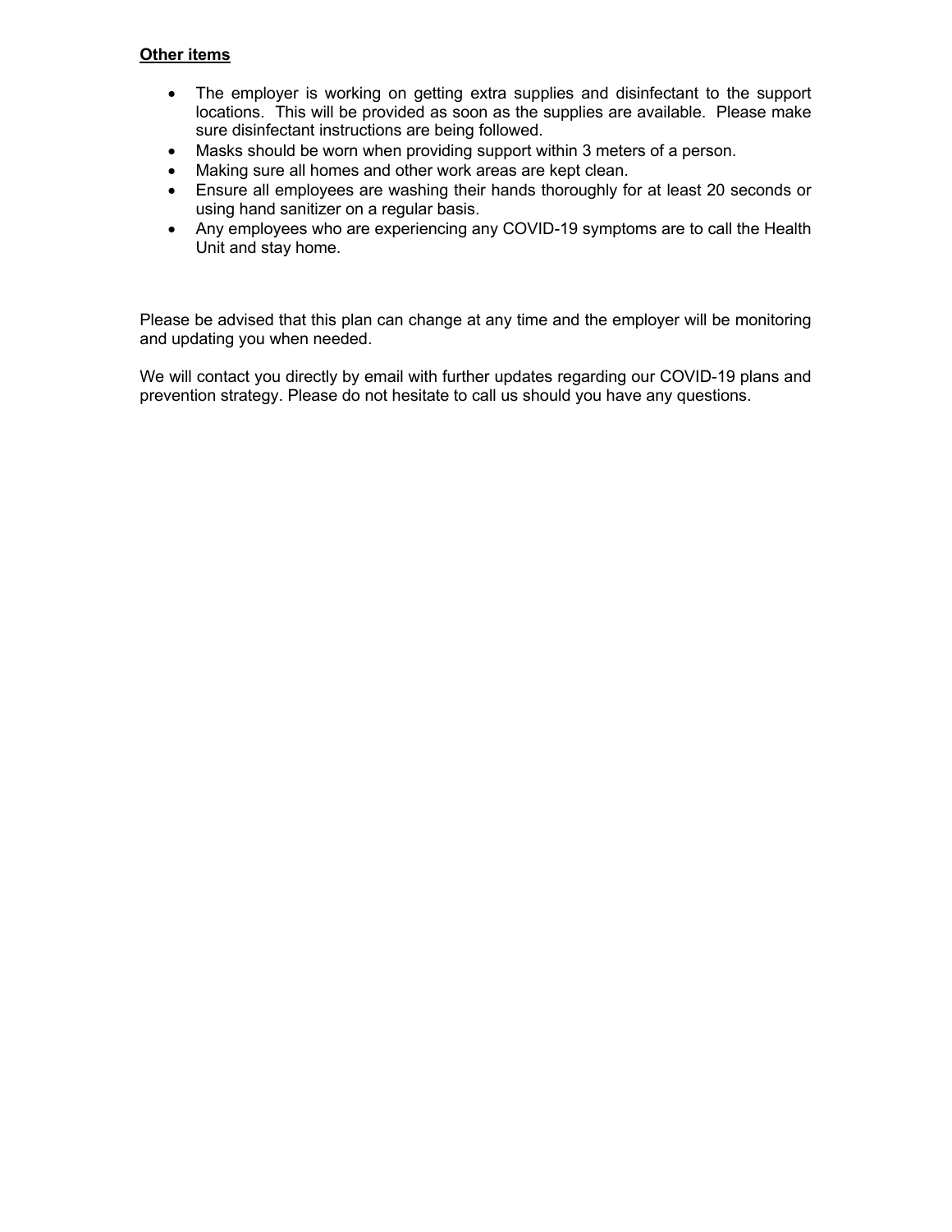**Other items**

- The employer is working on getting extra supplies and disinfectant to the support locations. This will be provided as soon as the supplies are available. Please make sure disinfectant instructions are being followed.
- Masks should be worn when providing support within 3 meters of a person.
- Making sure all homes and other work areas are kept clean.
- Ensure all employees are washing their hands thoroughly for at least 20 seconds or using hand sanitizer on a regular basis.
- Any employees who are experiencing any COVID-19 symptoms are to call the Health Unit and stay home.

Please be advised that this plan can change at any time and the employer will be monitoring and updating you when needed.

We will contact you directly by email with further updates regarding our COVID-19 plans and prevention strategy. Please do not hesitate to call us should you have any questions.